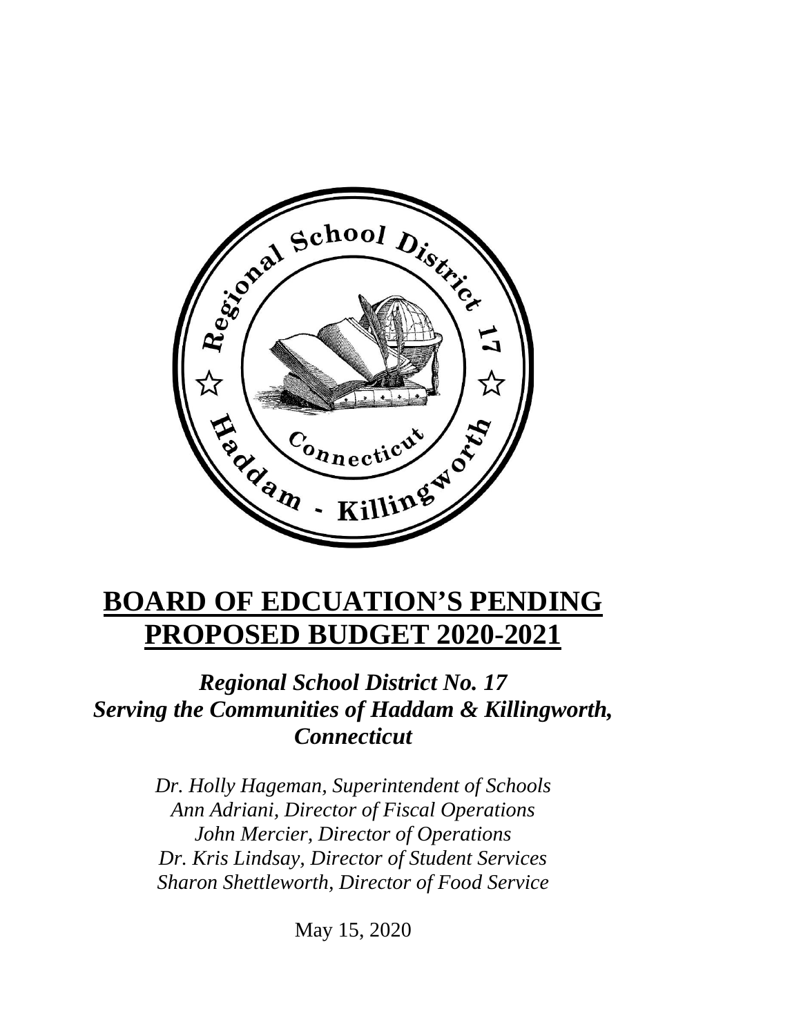# BOARD OF EDCUATION'S PENDING PROPOSED BUDGET 2020-2021

***Regional School District No. 17***
***Serving the Communities of Haddam & Killingworth, Connecticut***

*Dr. Holly Hageman, Superintendent of Schools*
*Ann Adriani, Director of Fiscal Operations*
*John Mercier, Director of Operations*
*Dr. Kris Lindsay, Director of Student Services*
*Sharon Shettleworth, Director of Food Service*

May 15, 2020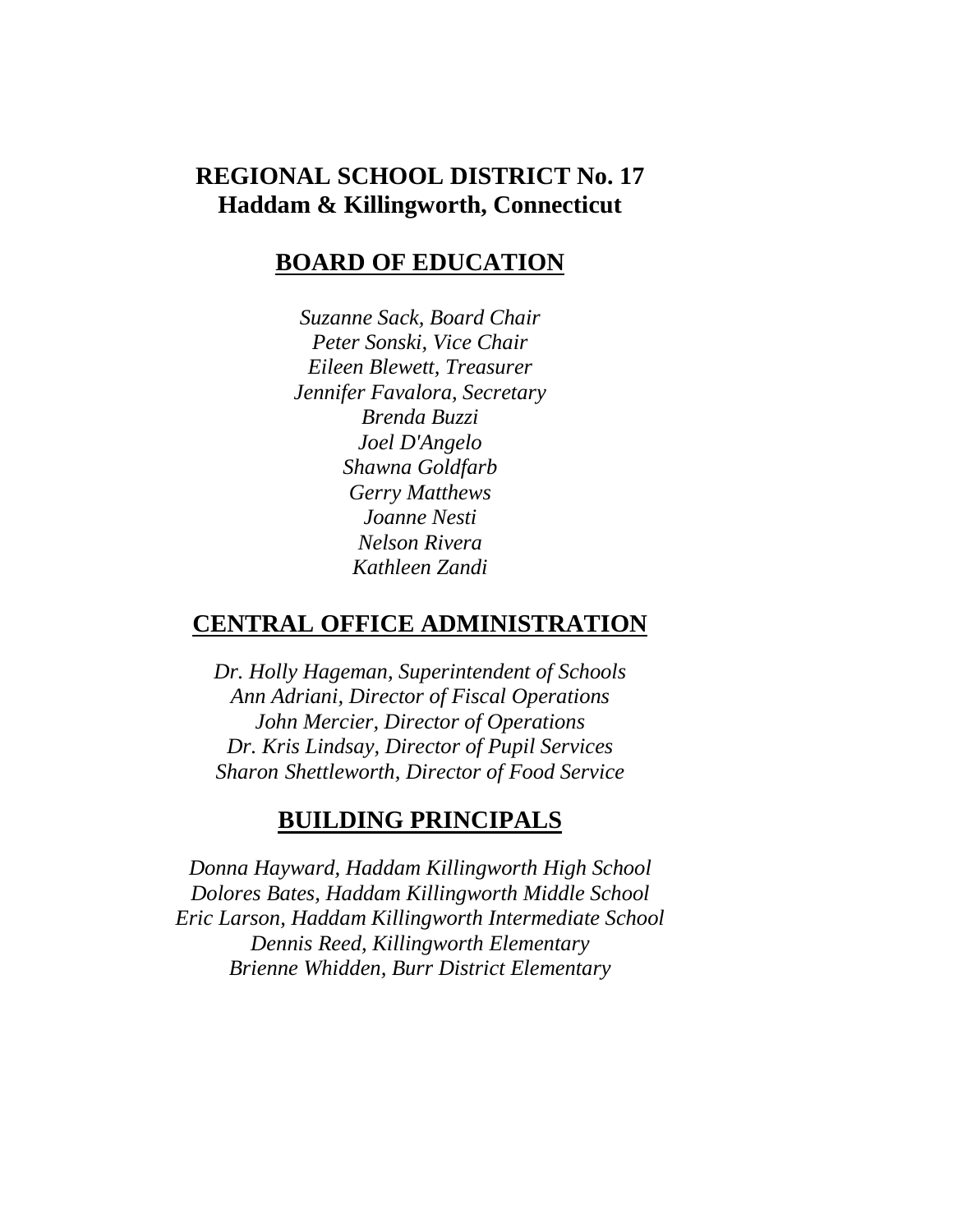# REGIONAL SCHOOL DISTRICT No. 17
# Haddam & Killingworth, Connecticut

## BOARD OF EDUCATION

*Suzanne Sack, Board Chair*
*Peter Sonski, Vice Chair*
*Eileen Blewett, Treasurer*
*Jennifer Favalora, Secretary*
*Brenda Buzzi*
*Joel D'Angelo*
*Shawna Goldfarb*
*Gerry Matthews*
*Joanne Nesti*
*Nelson Rivera*
*Kathleen Zandi*

## CENTRAL OFFICE ADMINISTRATION

*Dr. Holly Hageman, Superintendent of Schools*
*Ann Adriani, Director of Fiscal Operations*
*John Mercier, Director of Operations*
*Dr. Kris Lindsay, Director of Pupil Services*
*Sharon Shettleworth, Director of Food Service*

## BUILDING PRINCIPALS

*Donna Hayward, Haddam Killingworth High School*
*Dolores Bates, Haddam Killingworth Middle School*
*Eric Larson, Haddam Killingworth Intermediate School*
*Dennis Reed, Killingworth Elementary*
*Brienne Whidden, Burr District Elementary*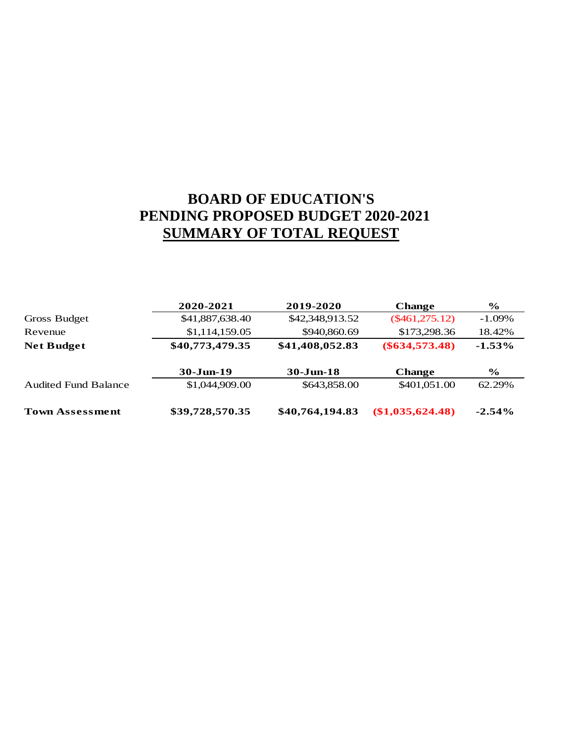# BOARD OF EDUCATION'S
# PENDING PROPOSED BUDGET 2020-2021
# SUMMARY OF TOTAL REQUEST

| | 2020-2021 | 2019-2020 | Change | % |
|---|---|---|---|---|
| Gross Budget | $41,887,638.40 | $42,348,913.52 | ($461,275.12) | -1.09% |
| Revenue | $1,114,159.05 | $940,860.69 | $173,298.36 | 18.42% |
| **Net Budget** | **$40,773,479.35** | **$41,408,052.83** | **($634,573.48)** | **-1.53%** |
| | **30-Jun-19** | **30-Jun-18** | **Change** | **%** |
| Audited Fund Balance | $1,044,909.00 | $643,858.00 | $401,051.00 | 62.29% |
| **Town Assessment** | **$39,728,570.35** | **$40,764,194.83** | **($1,035,624.48)** | **-2.54%** |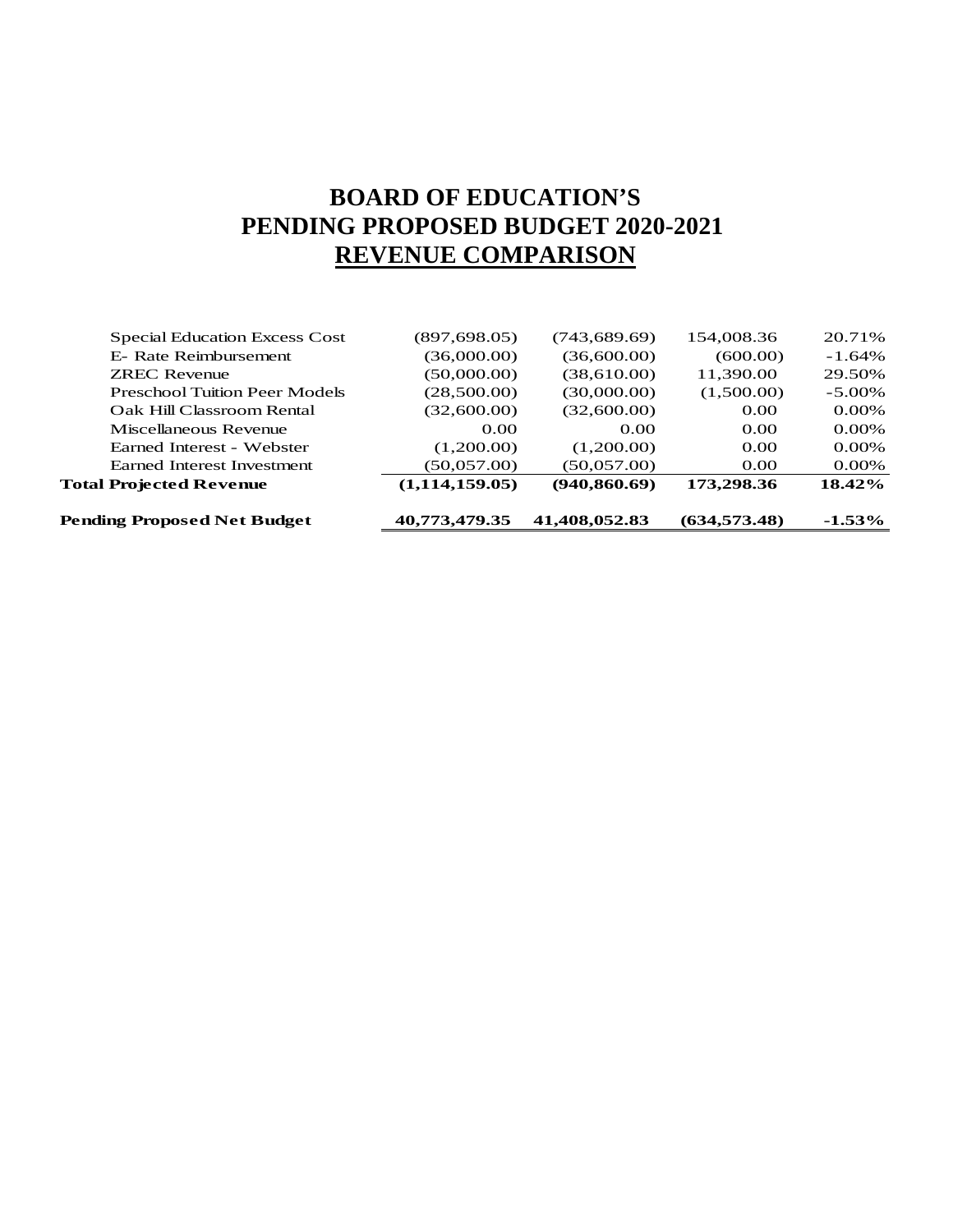# BOARD OF EDUCATION'S
# PENDING PROPOSED BUDGET 2020-2021
# REVENUE COMPARISON

| | | | | |
|---|---|---|---|---|
| Special Education Excess Cost | (897,698.05) | (743,689.69) | 154,008.36 | 20.71% |
| E- Rate Reimbursement | (36,000.00) | (36,600.00) | (600.00) | -1.64% |
| ZREC Revenue | (50,000.00) | (38,610.00) | 11,390.00 | 29.50% |
| Preschool Tuition Peer Models | (28,500.00) | (30,000.00) | (1,500.00) | -5.00% |
| Oak Hill Classroom Rental | (32,600.00) | (32,600.00) | 0.00 | 0.00% |
| Miscellaneous Revenue | 0.00 | 0.00 | 0.00 | 0.00% |
| Earned Interest - Webster | (1,200.00) | (1,200.00) | 0.00 | 0.00% |
| Earned Interest Investment | (50,057.00) | (50,057.00) | 0.00 | 0.00% |
| **Total Projected Revenue** | **(1,114,159.05)** | **(940,860.69)** | **173,298.36** | **18.42%** |
| **Pending Proposed Net Budget** | **40,773,479.35** | **41,408,052.83** | **(634,573.48)** | **-1.53%** |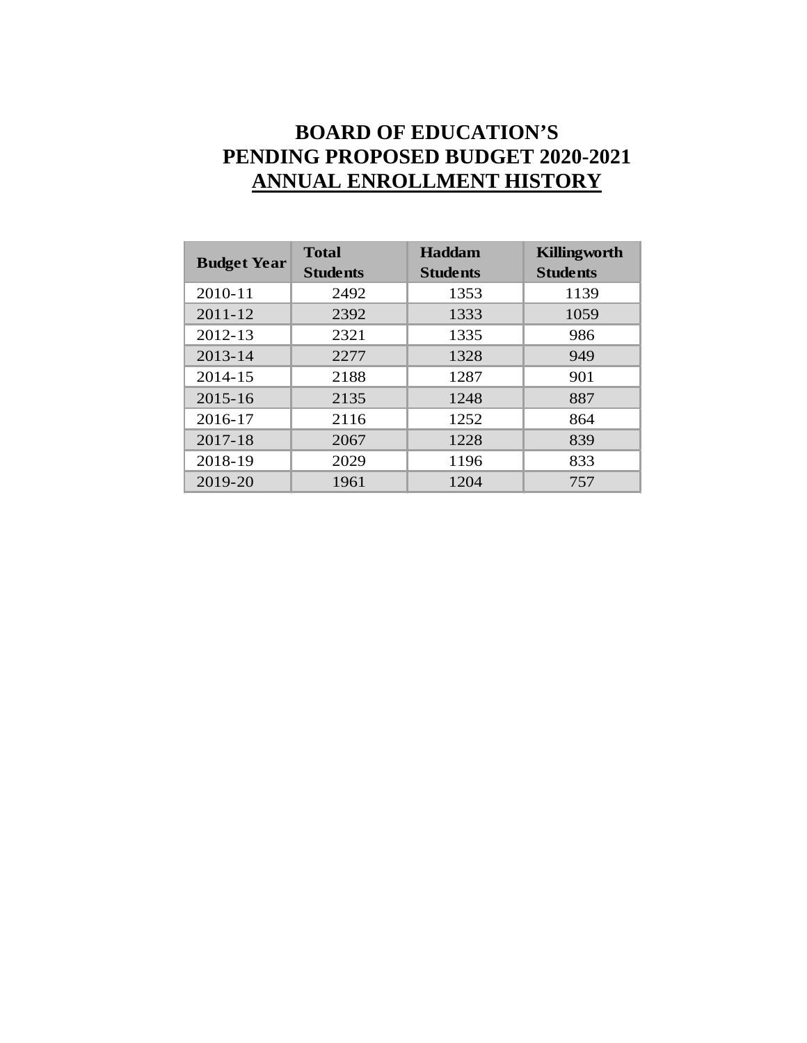# BOARD OF EDUCATION'S
# PENDING PROPOSED BUDGET 2020-2021
# ANNUAL ENROLLMENT HISTORY

| Budget Year | Total Students | Haddam Students | Killingworth Students |
|---|---|---|---|
| 2010-11 | 2492 | 1353 | 1139 |
| 2011-12 | 2392 | 1333 | 1059 |
| 2012-13 | 2321 | 1335 | 986 |
| 2013-14 | 2277 | 1328 | 949 |
| 2014-15 | 2188 | 1287 | 901 |
| 2015-16 | 2135 | 1248 | 887 |
| 2016-17 | 2116 | 1252 | 864 |
| 2017-18 | 2067 | 1228 | 839 |
| 2018-19 | 2029 | 1196 | 833 |
| 2019-20 | 1961 | 1204 | 757 |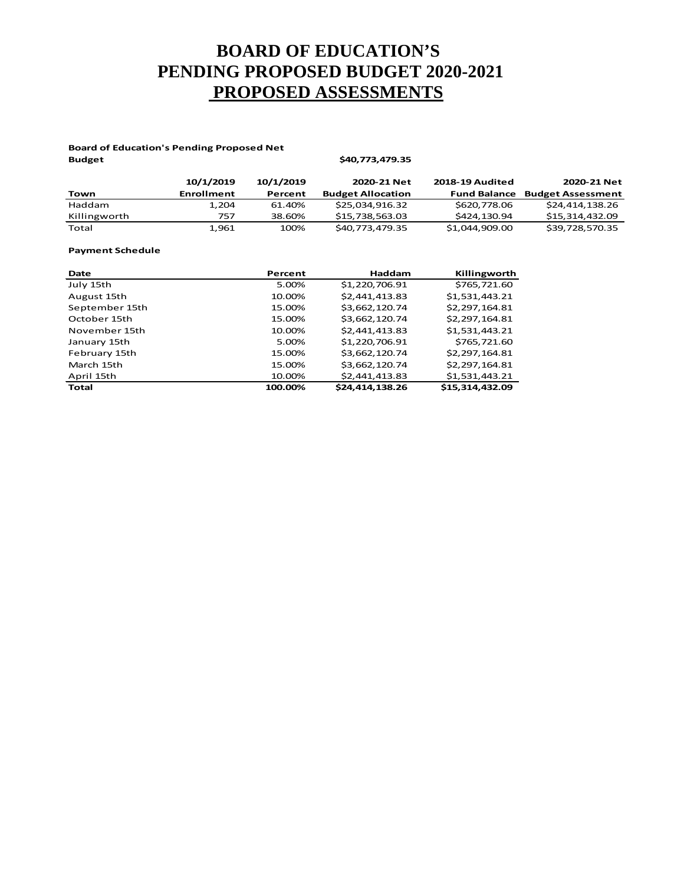# BOARD OF EDUCATION'S
# PENDING PROPOSED BUDGET 2020-2021
# PROPOSED ASSESSMENTS

**Board of Education's Pending Proposed Net Budget** **$40,773,479.35**

| Town | 10/1/2019 Enrollment | 10/1/2019 Percent | 2020-21 Net Budget Allocation | 2018-19 Audited Fund Balance | 2020-21 Net Budget Assessment |
|---|---|---|---|---|---|
| Haddam | 1,204 | 61.40% | $25,034,916.32 | $620,778.06 | $24,414,138.26 |
| Killingworth | 757 | 38.60% | $15,738,563.03 | $424,130.94 | $15,314,432.09 |
| Total | 1,961 | 100% | $40,773,479.35 | $1,044,909.00 | $39,728,570.35 |

**Payment Schedule**

| Date | Percent | Haddam | Killingworth |
|---|---|---|---|
| July 15th | 5.00% | $1,220,706.91 | $765,721.60 |
| August 15th | 10.00% | $2,441,413.83 | $1,531,443.21 |
| September 15th | 15.00% | $3,662,120.74 | $2,297,164.81 |
| October 15th | 15.00% | $3,662,120.74 | $2,297,164.81 |
| November 15th | 10.00% | $2,441,413.83 | $1,531,443.21 |
| January 15th | 5.00% | $1,220,706.91 | $765,721.60 |
| February 15th | 15.00% | $3,662,120.74 | $2,297,164.81 |
| March 15th | 15.00% | $3,662,120.74 | $2,297,164.81 |
| April 15th | 10.00% | $2,441,413.83 | $1,531,443.21 |
| **Total** | **100.00%** | **$24,414,138.26** | **$15,314,432.09** |